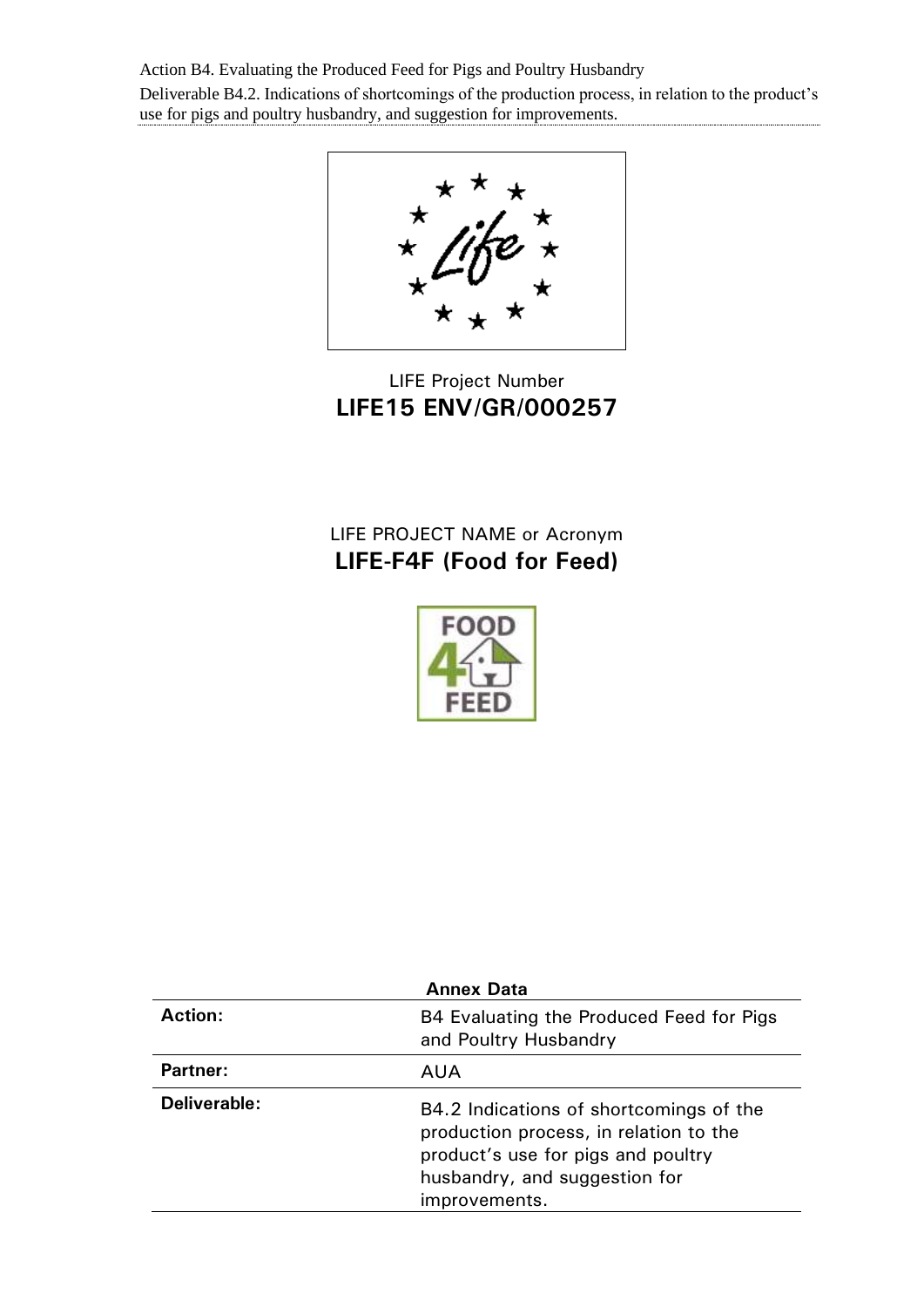Action B4. Evaluating the Produced Feed for Pigs and Poultry Husbandry

Deliverable B4.2. Indications of shortcomings of the production process, in relation to the product's use for pigs and poultry husbandry, and suggestion for improvements.

LIFE Project Number

**LIFE15 ENV/GR/000257**

LIFE PROJECT NAME or Acronym

**LIFE-F4F (Food for Feed)**

| **Annex Data** | |
|---|---|
| **Action:** | B4 Evaluating the Produced Feed for Pigs and Poultry Husbandry |
| **Partner:** | AUA |
| **Deliverable:** | B4.2 Indications of shortcomings of the production process, in relation to the product's use for pigs and poultry husbandry, and suggestion for improvements. |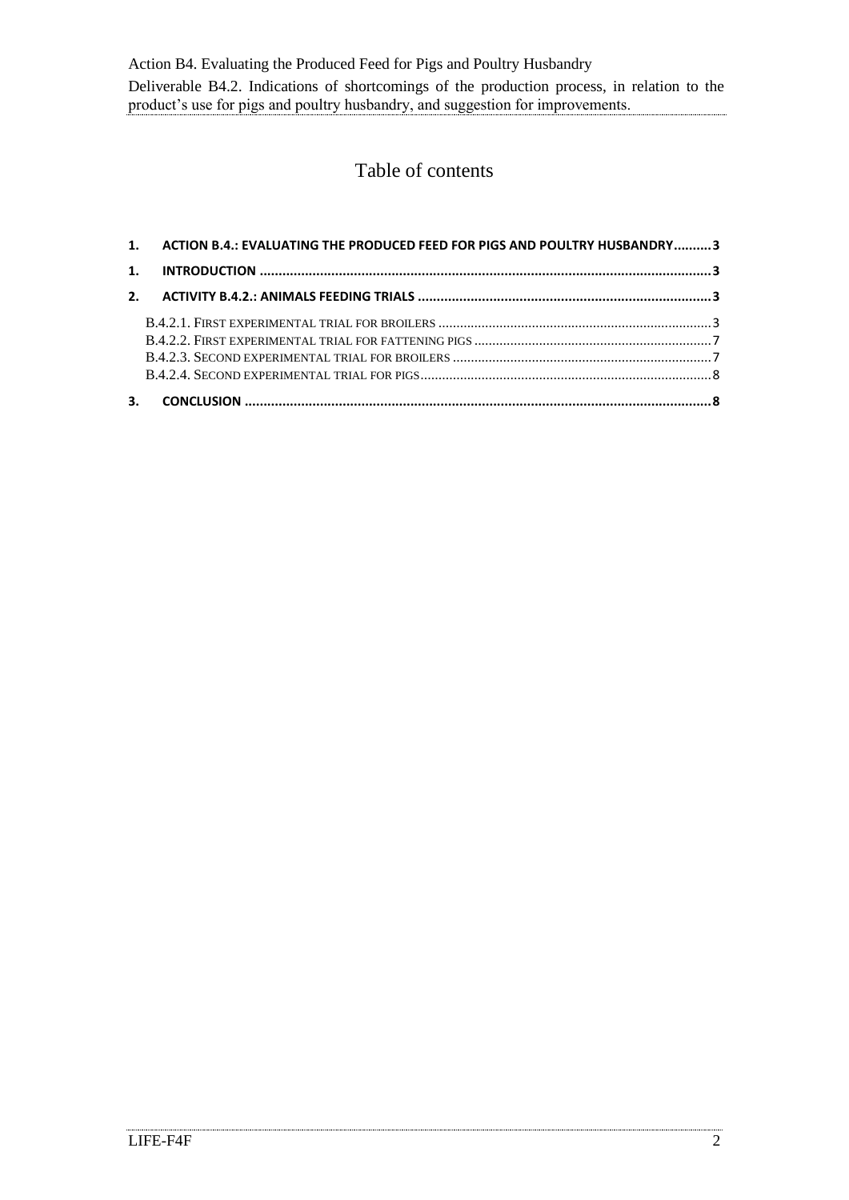# Table of contents

1. ACTION B.4.: EVALUATING THE PRODUCED FEED FOR PIGS AND POULTRY HUSBANDRY .......... 3
1. INTRODUCTION .......... 3
2. ACTIVITY B.4.2.: ANIMALS FEEDING TRIALS .......... 3
   - B.4.2.1. FIRST EXPERIMENTAL TRIAL FOR BROILERS .......... 3
   - B.4.2.2. FIRST EXPERIMENTAL TRIAL FOR FATTENING PIGS .......... 7
   - B.4.2.3. SECOND EXPERIMENTAL TRIAL FOR BROILERS .......... 7
   - B.4.2.4. SECOND EXPERIMENTAL TRIAL FOR PIGS .......... 8
3. CONCLUSION .......... 8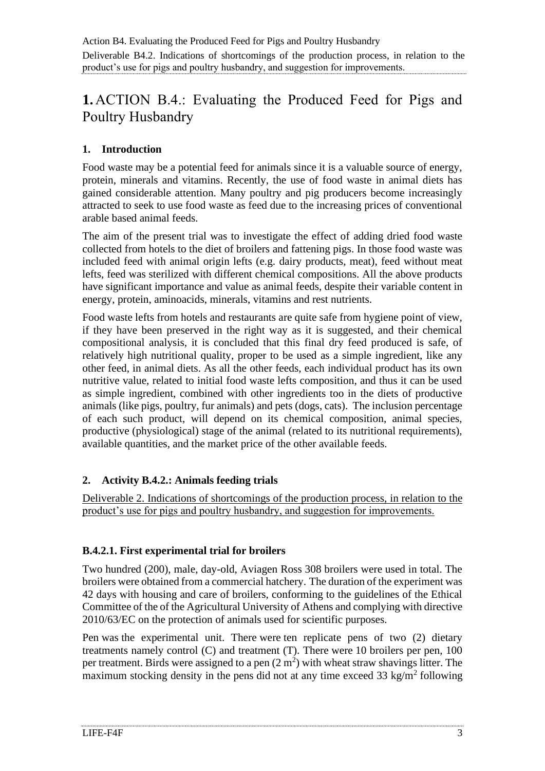# 1. ACTION B.4.: Evaluating the Produced Feed for Pigs and Poultry Husbandry

## 1. Introduction

Food waste may be a potential feed for animals since it is a valuable source of energy, protein, minerals and vitamins. Recently, the use of food waste in animal diets has gained considerable attention. Many poultry and pig producers become increasingly attracted to seek to use food waste as feed due to the increasing prices of conventional arable based animal feeds.

The aim of the present trial was to investigate the effect of adding dried food waste collected from hotels to the diet of broilers and fattening pigs. In those food waste was included feed with animal origin lefts (e.g. dairy products, meat), feed without meat lefts, feed was sterilized with different chemical compositions. All the above products have significant importance and value as animal feeds, despite their variable content in energy, protein, aminoacids, minerals, vitamins and rest nutrients.

Food waste lefts from hotels and restaurants are quite safe from hygiene point of view, if they have been preserved in the right way as it is suggested, and their chemical compositional analysis, it is concluded that this final dry feed produced is safe, of relatively high nutritional quality, proper to be used as a simple ingredient, like any other feed, in animal diets. As all the other feeds, each individual product has its own nutritive value, related to initial food waste lefts composition, and thus it can be used as simple ingredient, combined with other ingredients too in the diets of productive animals (like pigs, poultry, fur animals) and pets (dogs, cats). The inclusion percentage of each such product, will depend on its chemical composition, animal species, productive (physiological) stage of the animal (related to its nutritional requirements), available quantities, and the market price of the other available feeds.

## 2. Activity B.4.2.: Animals feeding trials

Deliverable 2. Indications of shortcomings of the production process, in relation to the product's use for pigs and poultry husbandry, and suggestion for improvements.

### B.4.2.1. First experimental trial for broilers

Two hundred (200), male, day-old, Aviagen Ross 308 broilers were used in total. The broilers were obtained from a commercial hatchery. The duration of the experiment was 42 days with housing and care of broilers, conforming to the guidelines of the Ethical Committee of the of the Agricultural University of Athens and complying with directive 2010/63/EC on the protection of animals used for scientific purposes.

Pen was the experimental unit. There were ten replicate pens of two (2) dietary treatments namely control (C) and treatment (T). There were 10 broilers per pen, 100 per treatment. Birds were assigned to a pen (2 $m^2$) with wheat straw shavings litter. The maximum stocking density in the pens did not at any time exceed 33 $kg/m^2$ following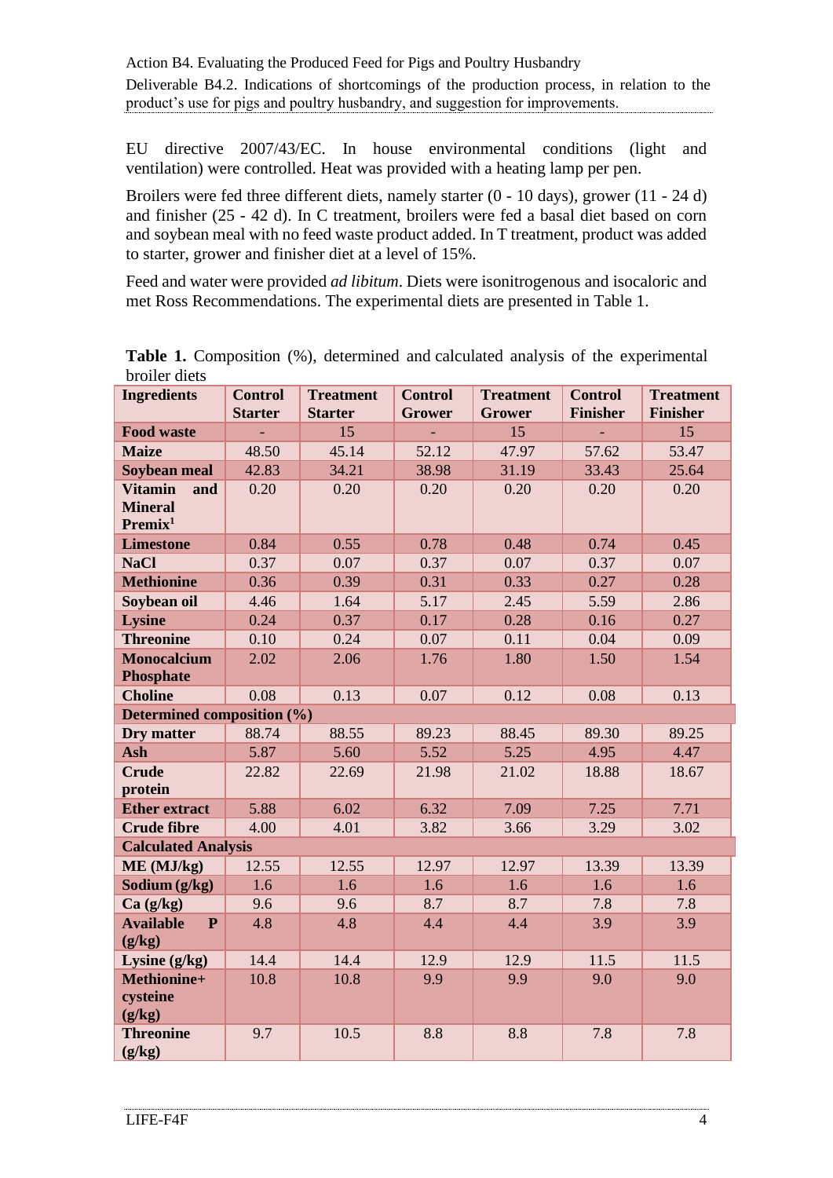EU directive 2007/43/EC. In house environmental conditions (light and ventilation) were controlled. Heat was provided with a heating lamp per pen.

Broilers were fed three different diets, namely starter (0 - 10 days), grower (11 - 24 d) and finisher (25 - 42 d). In C treatment, broilers were fed a basal diet based on corn and soybean meal with no feed waste product added. In T treatment, product was added to starter, grower and finisher diet at a level of 15%.

Feed and water were provided *ad libitum*. Diets were isonitrogenous and isocaloric and met Ross Recommendations. The experimental diets are presented in Table 1.

**Table 1.** Composition (%), determined and calculated analysis of the experimental broiler diets

| Ingredients | Control Starter | Treatment Starter | Control Grower | Treatment Grower | Control Finisher | Treatment Finisher |
|---|---|---|---|---|---|---|
| **Food waste** | - | 15 | - | 15 | - | 15 |
| **Maize** | 48.50 | 45.14 | 52.12 | 47.97 | 57.62 | 53.47 |
| **Soybean meal** | 42.83 | 34.21 | 38.98 | 31.19 | 33.43 | 25.64 |
| **Vitamin and Mineral Premix**[1] | 0.20 | 0.20 | 0.20 | 0.20 | 0.20 | 0.20 |
| **Limestone** | 0.84 | 0.55 | 0.78 | 0.48 | 0.74 | 0.45 |
| **NaCl** | 0.37 | 0.07 | 0.37 | 0.07 | 0.37 | 0.07 |
| **Methionine** | 0.36 | 0.39 | 0.31 | 0.33 | 0.27 | 0.28 |
| **Soybean oil** | 4.46 | 1.64 | 5.17 | 2.45 | 5.59 | 2.86 |
| **Lysine** | 0.24 | 0.37 | 0.17 | 0.28 | 0.16 | 0.27 |
| **Threonine** | 0.10 | 0.24 | 0.07 | 0.11 | 0.04 | 0.09 |
| **Monocalcium Phosphate** | 2.02 | 2.06 | 1.76 | 1.80 | 1.50 | 1.54 |
| **Choline** | 0.08 | 0.13 | 0.07 | 0.12 | 0.08 | 0.13 |
| **Determined composition (%)** | | | | | | |
| **Dry matter** | 88.74 | 88.55 | 89.23 | 88.45 | 89.30 | 89.25 |
| **Ash** | 5.87 | 5.60 | 5.52 | 5.25 | 4.95 | 4.47 |
| **Crude protein** | 22.82 | 22.69 | 21.98 | 21.02 | 18.88 | 18.67 |
| **Ether extract** | 5.88 | 6.02 | 6.32 | 7.09 | 7.25 | 7.71 |
| **Crude fibre** | 4.00 | 4.01 | 3.82 | 3.66 | 3.29 | 3.02 |
| **Calculated Analysis** | | | | | | |
| **ME (MJ/kg)** | 12.55 | 12.55 | 12.97 | 12.97 | 13.39 | 13.39 |
| **Sodium (g/kg)** | 1.6 | 1.6 | 1.6 | 1.6 | 1.6 | 1.6 |
| **Ca (g/kg)** | 9.6 | 9.6 | 8.7 | 8.7 | 7.8 | 7.8 |
| **Available P (g/kg)** | 4.8 | 4.8 | 4.4 | 4.4 | 3.9 | 3.9 |
| **Lysine (g/kg)** | 14.4 | 14.4 | 12.9 | 12.9 | 11.5 | 11.5 |
| **Methionine+ cysteine (g/kg)** | 10.8 | 10.8 | 9.9 | 9.9 | 9.0 | 9.0 |
| **Threonine (g/kg)** | 9.7 | 10.5 | 8.8 | 8.8 | 7.8 | 7.8 |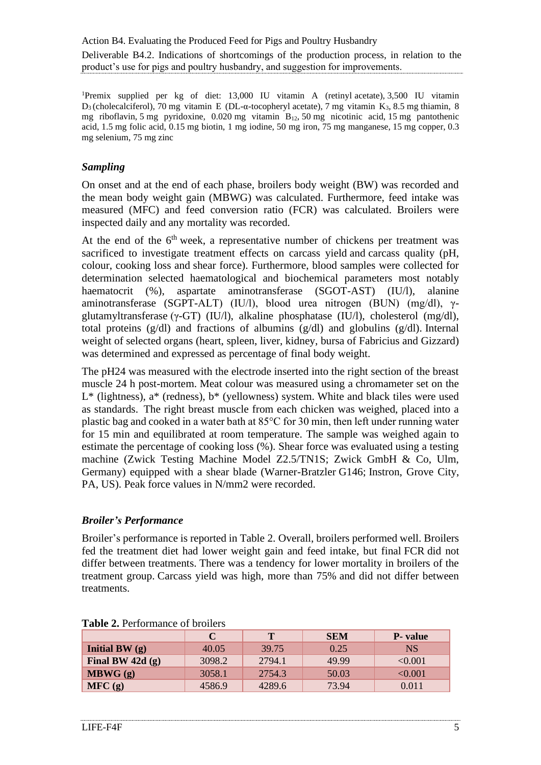[1]Premix supplied per kg of diet: 13,000 IU vitamin A (retinyl acetate), 3,500 IU vitamin $D_3$ (cholecalciferol), 70 mg vitamin E (DL-α-tocopheryl acetate), 7 mg vitamin $K_3$, 8.5 mg thiamin, 8 mg riboflavin, 5 mg pyridoxine, 0.020 mg vitamin $B_{12}$, 50 mg nicotinic acid, 15 mg pantothenic acid, 1.5 mg folic acid, 0.15 mg biotin, 1 mg iodine, 50 mg iron, 75 mg manganese, 15 mg copper, 0.3 mg selenium, 75 mg zinc

### *Sampling*

On onset and at the end of each phase, broilers body weight (BW) was recorded and the mean body weight gain (MBWG) was calculated. Furthermore, feed intake was measured (MFC) and feed conversion ratio (FCR) was calculated. Broilers were inspected daily and any mortality was recorded.

At the end of the 6$^{th}$ week, a representative number of chickens per treatment was sacrificed to investigate treatment effects on carcass yield and carcass quality (pH, colour, cooking loss and shear force). Furthermore, blood samples were collected for determination selected haematological and biochemical parameters most notably haematocrit (%), aspartate aminotransferase (SGOT-AST) (IU/l), alanine aminotransferase (SGPT-ALT) (IU/l), blood urea nitrogen (BUN) (mg/dl), γ-glutamyltransferase (γ-GT) (IU/l), alkaline phosphatase (IU/l), cholesterol (mg/dl), total proteins (g/dl) and fractions of albumins (g/dl) and globulins (g/dl). Internal weight of selected organs (heart, spleen, liver, kidney, bursa of Fabricius and Gizzard) was determined and expressed as percentage of final body weight.

The pH24 was measured with the electrode inserted into the right section of the breast muscle 24 h post-mortem. Meat colour was measured using a chromameter set on the L* (lightness), a* (redness), b* (yellowness) system. White and black tiles were used as standards. The right breast muscle from each chicken was weighed, placed into a plastic bag and cooked in a water bath at 85°C for 30 min, then left under running water for 15 min and equilibrated at room temperature. The sample was weighed again to estimate the percentage of cooking loss (%). Shear force was evaluated using a testing machine (Zwick Testing Machine Model Z2.5/TN1S; Zwick GmbH & Co, Ulm, Germany) equipped with a shear blade (Warner-Bratzler G146; Instron, Grove City, PA, US). Peak force values in N/mm2 were recorded.

### *Broiler's Performance*

Broiler's performance is reported in Table 2. Overall, broilers performed well. Broilers fed the treatment diet had lower weight gain and feed intake, but final FCR did not differ between treatments. There was a tendency for lower mortality in broilers of the treatment group. Carcass yield was high, more than 75% and did not differ between treatments.

**Table 2.** Performance of broilers

| | C | T | SEM | P- value |
|---|---|---|---|---|
| **Initial BW (g)** | 40.05 | 39.75 | 0.25 | NS |
| **Final BW 42d (g)** | 3098.2 | 2794.1 | 49.99 | <0.001 |
| **MBWG (g)** | 3058.1 | 2754.3 | 50.03 | <0.001 |
| **MFC (g)** | 4586.9 | 4289.6 | 73.94 | 0.011 |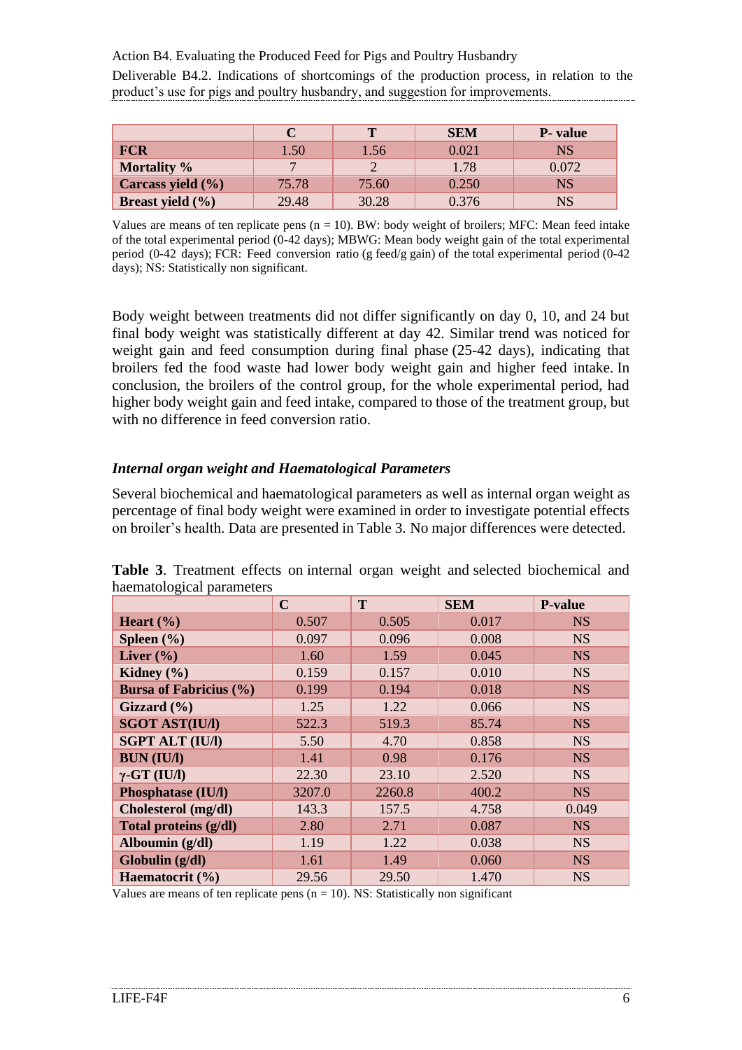| | C | T | SEM | P- value |
|---|---|---|---|---|
| **FCR** | 1.50 | 1.56 | 0.021 | NS |
| **Mortality %** | 7 | 2 | 1.78 | 0.072 |
| **Carcass yield (%)** | 75.78 | 75.60 | 0.250 | NS |
| **Breast yield (%)** | 29.48 | 30.28 | 0.376 | NS |

Values are means of ten replicate pens (n = 10). BW: body weight of broilers; MFC: Mean feed intake of the total experimental period (0-42 days); MBWG: Mean body weight gain of the total experimental period (0-42 days); FCR: Feed conversion ratio (g feed/g gain) of the total experimental period (0-42 days); NS: Statistically non significant.

Body weight between treatments did not differ significantly on day 0, 10, and 24 but final body weight was statistically different at day 42. Similar trend was noticed for weight gain and feed consumption during final phase (25-42 days), indicating that broilers fed the food waste had lower body weight gain and higher feed intake. In conclusion, the broilers of the control group, for the whole experimental period, had higher body weight gain and feed intake, compared to those of the treatment group, but with no difference in feed conversion ratio.

### *Internal organ weight and Haematological Parameters*

Several biochemical and haematological parameters as well as internal organ weight as percentage of final body weight were examined in order to investigate potential effects on broiler's health. Data are presented in Table 3. No major differences were detected.

**Table 3**. Treatment effects on internal organ weight and selected biochemical and haematological parameters

| | C | T | SEM | P-value |
|---|---|---|---|---|
| **Heart (%)** | 0.507 | 0.505 | 0.017 | NS |
| **Spleen (%)** | 0.097 | 0.096 | 0.008 | NS |
| **Liver (%)** | 1.60 | 1.59 | 0.045 | NS |
| **Kidney (%)** | 0.159 | 0.157 | 0.010 | NS |
| **Bursa of Fabricius (%)** | 0.199 | 0.194 | 0.018 | NS |
| **Gizzard (%)** | 1.25 | 1.22 | 0.066 | NS |
| **SGOT AST(IU/l)** | 522.3 | 519.3 | 85.74 | NS |
| **SGPT ALT (IU/l)** | 5.50 | 4.70 | 0.858 | NS |
| **BUN (IU/l)** | 1.41 | 0.98 | 0.176 | NS |
| **γ-GT (IU/l)** | 22.30 | 23.10 | 2.520 | NS |
| **Phosphatase (IU/l)** | 3207.0 | 2260.8 | 400.2 | NS |
| **Cholesterol (mg/dl)** | 143.3 | 157.5 | 4.758 | 0.049 |
| **Total proteins (g/dl)** | 2.80 | 2.71 | 0.087 | NS |
| **Alboumin (g/dl)** | 1.19 | 1.22 | 0.038 | NS |
| **Globulin (g/dl)** | 1.61 | 1.49 | 0.060 | NS |
| **Haematocrit (%)** | 29.56 | 29.50 | 1.470 | NS |

Values are means of ten replicate pens (n = 10). NS: Statistically non significant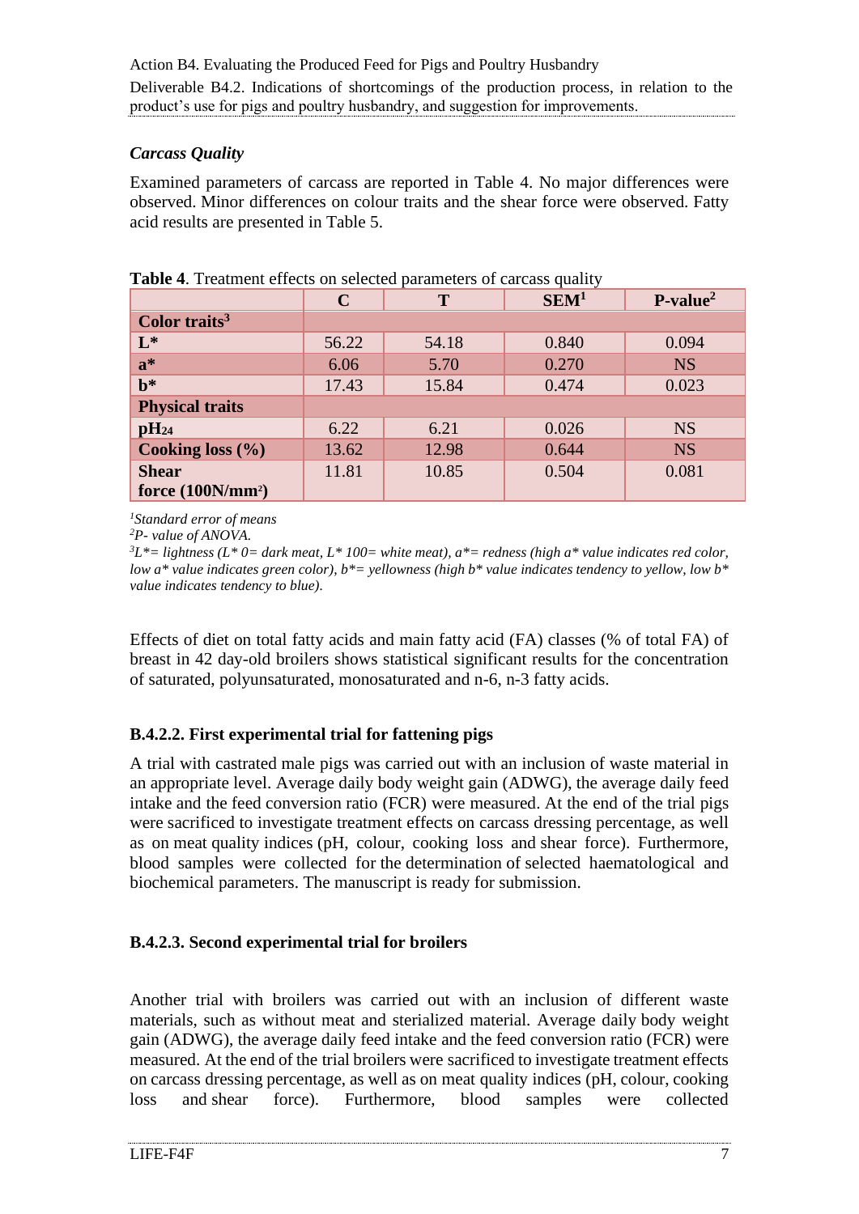### *Carcass Quality*

Examined parameters of carcass are reported in Table 4. No major differences were observed. Minor differences on colour traits and the shear force were observed. Fatty acid results are presented in Table 5.

**Table 4**. Treatment effects on selected parameters of carcass quality

| | C | T | SEM[1] | P-value[2] |
|---|---|---|---|---|
| **Color traits[3]** | | | | |
| **L*** | 56.22 | 54.18 | 0.840 | 0.094 |
| **a*** | 6.06 | 5.70 | 0.270 | NS |
| **b*** | 17.43 | 15.84 | 0.474 | 0.023 |
| **Physical traits** | | | | |
| **$pH_{24}$** | 6.22 | 6.21 | 0.026 | NS |
| **Cooking loss (%)** | 13.62 | 12.98 | 0.644 | NS |
| **Shear force ($100N/mm^2$)** | 11.81 | 10.85 | 0.504 | 0.081 |

*[1]Standard error of means*
*[2]P- value of ANOVA.*
*[3]L*= lightness (L* 0= dark meat, L* 100= white meat), a*= redness (high a* value indicates red color, low a* value indicates green color), b*= yellowness (high b* value indicates tendency to yellow, low b* value indicates tendency to blue).*

Effects of diet on total fatty acids and main fatty acid (FA) classes (% of total FA) of breast in 42 day-old broilers shows statistical significant results for the concentration of saturated, polyunsaturated, monosaturated and n-6, n-3 fatty acids.

#### B.4.2.2. First experimental trial for fattening pigs

A trial with castrated male pigs was carried out with an inclusion of waste material in an appropriate level. Average daily body weight gain (ADWG), the average daily feed intake and the feed conversion ratio (FCR) were measured. At the end of the trial pigs were sacrificed to investigate treatment effects on carcass dressing percentage, as well as on meat quality indices (pH, colour, cooking loss and shear force). Furthermore, blood samples were collected for the determination of selected haematological and biochemical parameters. The manuscript is ready for submission.

#### B.4.2.3. Second experimental trial for broilers

Another trial with broilers was carried out with an inclusion of different waste materials, such as without meat and sterialized material. Average daily body weight gain (ADWG), the average daily feed intake and the feed conversion ratio (FCR) were measured. At the end of the trial broilers were sacrificed to investigate treatment effects on carcass dressing percentage, as well as on meat quality indices (pH, colour, cooking loss and shear force). Furthermore, blood samples were collected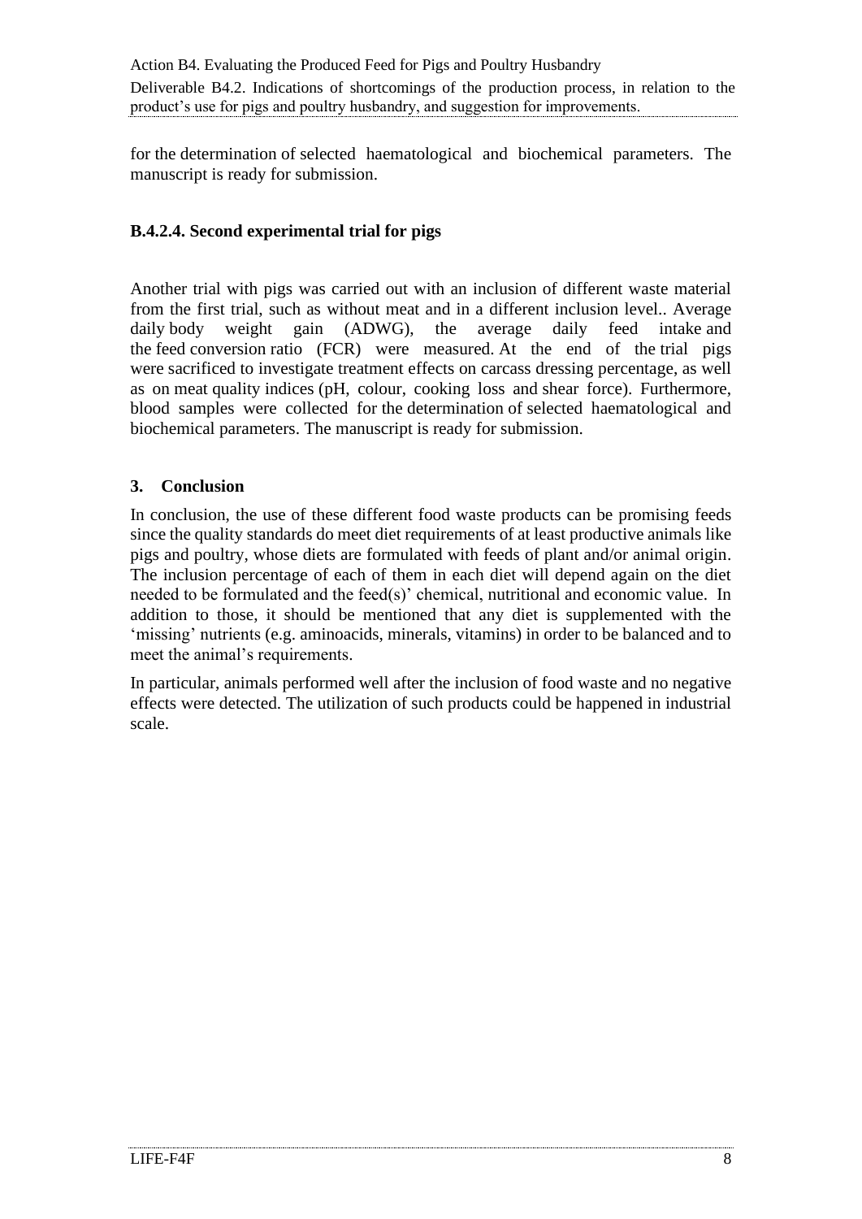for the determination of selected haematological and biochemical parameters. The manuscript is ready for submission.

### B.4.2.4. Second experimental trial for pigs

Another trial with pigs was carried out with an inclusion of different waste material from the first trial, such as without meat and in a different inclusion level.. Average daily body weight gain (ADWG), the average daily feed intake and the feed conversion ratio (FCR) were measured. At the end of the trial pigs were sacrificed to investigate treatment effects on carcass dressing percentage, as well as on meat quality indices (pH, colour, cooking loss and shear force). Furthermore, blood samples were collected for the determination of selected haematological and biochemical parameters. The manuscript is ready for submission.

## 3. Conclusion

In conclusion, the use of these different food waste products can be promising feeds since the quality standards do meet diet requirements of at least productive animals like pigs and poultry, whose diets are formulated with feeds of plant and/or animal origin. The inclusion percentage of each of them in each diet will depend again on the diet needed to be formulated and the feed(s)' chemical, nutritional and economic value. In addition to those, it should be mentioned that any diet is supplemented with the 'missing' nutrients (e.g. aminoacids, minerals, vitamins) in order to be balanced and to meet the animal's requirements.

In particular, animals performed well after the inclusion of food waste and no negative effects were detected. The utilization of such products could be happened in industrial scale.